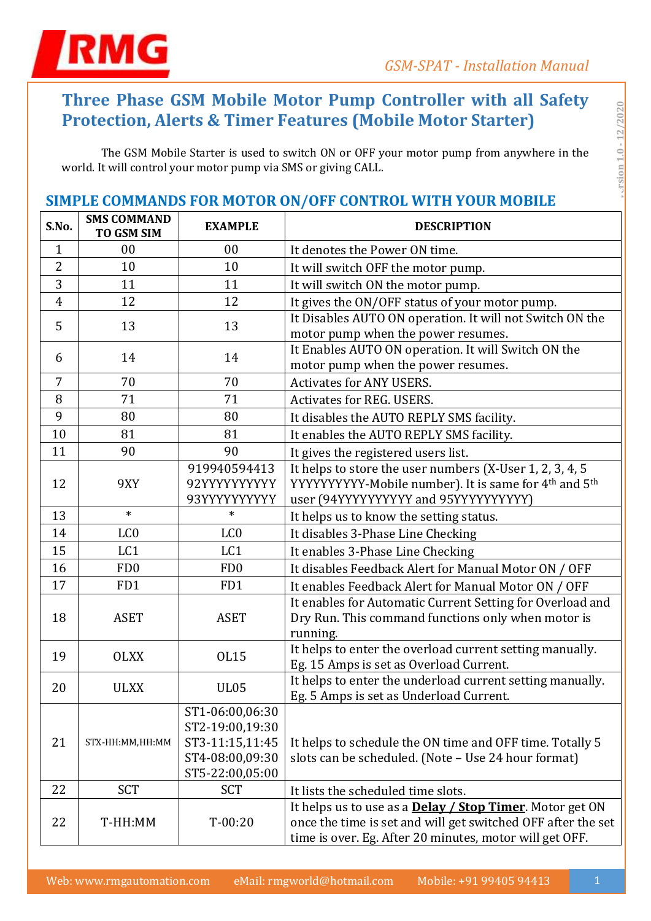# Three Phase GSM Mobile Motor Pump Controller with all Safety Protection, Alerts & Timer Features (Mobile Motor Starter)

The GSM Mobile Starter is used to switch ON or OFF your motor pump from anywhere in the world. It will control your motor pump via SMS or giving CALL.

## SIMPLE COMMANDS FOR MOTOR ON/OFF CONTROL WITH YOUR MOBILE

| S.No. | SMS COMMAND TO GSM SIM | EXAMPLE | DESCRIPTION |
|---|---|---|---|
| 1 | 00 | 00 | It denotes the Power ON time. |
| 2 | 10 | 10 | It will switch OFF the motor pump. |
| 3 | 11 | 11 | It will switch ON the motor pump. |
| 4 | 12 | 12 | It gives the ON/OFF status of your motor pump. |
| 5 | 13 | 13 | It Disables AUTO ON operation. It will not Switch ON the motor pump when the power resumes. |
| 6 | 14 | 14 | It Enables AUTO ON operation. It will Switch ON the motor pump when the power resumes. |
| 7 | 70 | 70 | Activates for ANY USERS. |
| 8 | 71 | 71 | Activates for REG. USERS. |
| 9 | 80 | 80 | It disables the AUTO REPLY SMS facility. |
| 10 | 81 | 81 | It enables the AUTO REPLY SMS facility. |
| 11 | 90 | 90 | It gives the registered users list. |
| 12 | 9XY | 919940594413<br>92YYYYYYYYYY<br>93YYYYYYYYYY | It helps to store the user numbers (X-User 1, 2, 3, 4, 5 YYYYYYYYYY-Mobile number). It is same for 4th and 5th user (94YYYYYYYYYY and 95YYYYYYYYYY) |
| 13 | * | * | It helps us to know the setting status. |
| 14 | LC0 | LC0 | It disables 3-Phase Line Checking |
| 15 | LC1 | LC1 | It enables 3-Phase Line Checking |
| 16 | FD0 | FD0 | It disables Feedback Alert for Manual Motor ON / OFF |
| 17 | FD1 | FD1 | It enables Feedback Alert for Manual Motor ON / OFF |
| 18 | ASET | ASET | It enables for Automatic Current Setting for Overload and Dry Run. This command functions only when motor is running. |
| 19 | OLXX | OL15 | It helps to enter the overload current setting manually. Eg. 15 Amps is set as Overload Current. |
| 20 | ULXX | UL05 | It helps to enter the underload current setting manually. Eg. 5 Amps is set as Underload Current. |
| 21 | STX-HH:MM,HH:MM | ST1-06:00,06:30<br>ST2-19:00,19:30<br>ST3-11:15,11:45<br>ST4-08:00,09:30<br>ST5-22:00,05:00 | It helps to schedule the ON time and OFF time. Totally 5 slots can be scheduled. (Note – Use 24 hour format) |
| 22 | SCT | SCT | It lists the scheduled time slots. |
| 22 | T-HH:MM | T-00:20 | It helps us to use as a **Delay / Stop Timer**. Motor get ON once the time is set and will get switched OFF after the set time is over. Eg. After 20 minutes, motor will get OFF. |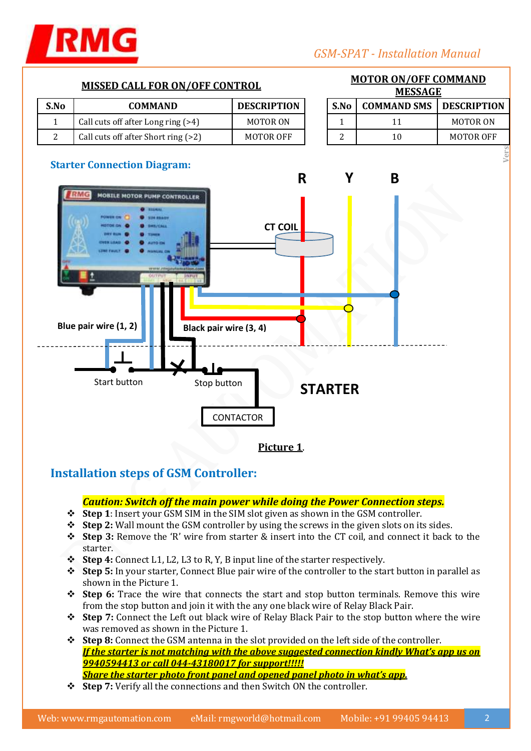## MISSED CALL FOR ON/OFF CONTROL

| S.No | COMMAND | DESCRIPTION |
|---|---|---|
| 1 | Call cuts off after Long ring (>4) | MOTOR ON |
| 2 | Call cuts off after Short ring (>2) | MOTOR OFF |

## MOTOR ON/OFF COMMAND MESSAGE

| S.No | COMMAND SMS | DESCRIPTION |
|---|---|---|
| 1 | 11 | MOTOR ON |
| 2 | 10 | MOTOR OFF |

### Starter Connection Diagram:

R Y B

CT COIL

Blue pair wire (1, 2)

Black pair wire (3, 4)

Start button

Stop button

STARTER

CONTACTOR

**Picture 1**.

## Installation steps of GSM Controller:

***Caution: Switch off the main power while doing the Power Connection steps.***

- **Step 1**: Insert your GSM SIM in the SIM slot given as shown in the GSM controller.
- **Step 2:** Wall mount the GSM controller by using the screws in the given slots on its sides.
- **Step 3:** Remove the 'R' wire from starter & insert into the CT coil, and connect it back to the starter.
- **Step 4:** Connect L1, L2, L3 to R, Y, B input line of the starter respectively.
- **Step 5:** In your starter, Connect Blue pair wire of the controller to the start button in parallel as shown in the Picture 1.
- **Step 6:** Trace the wire that connects the start and stop button terminals. Remove this wire from the stop button and join it with the any one black wire of Relay Black Pair.
- **Step 7:** Connect the Left out black wire of Relay Black Pair to the stop button where the wire was removed as shown in the Picture 1.
- **Step 8:** Connect the GSM antenna in the slot provided on the left side of the controller.
  ***If the starter is not matching with the above suggested connection kindly What's app us on 9940594413 or call 044-43180017 for support!!!!!***
  ***Share the starter photo front panel and opened panel photo in what's app.***
- **Step 7:** Verify all the connections and then Switch ON the controller.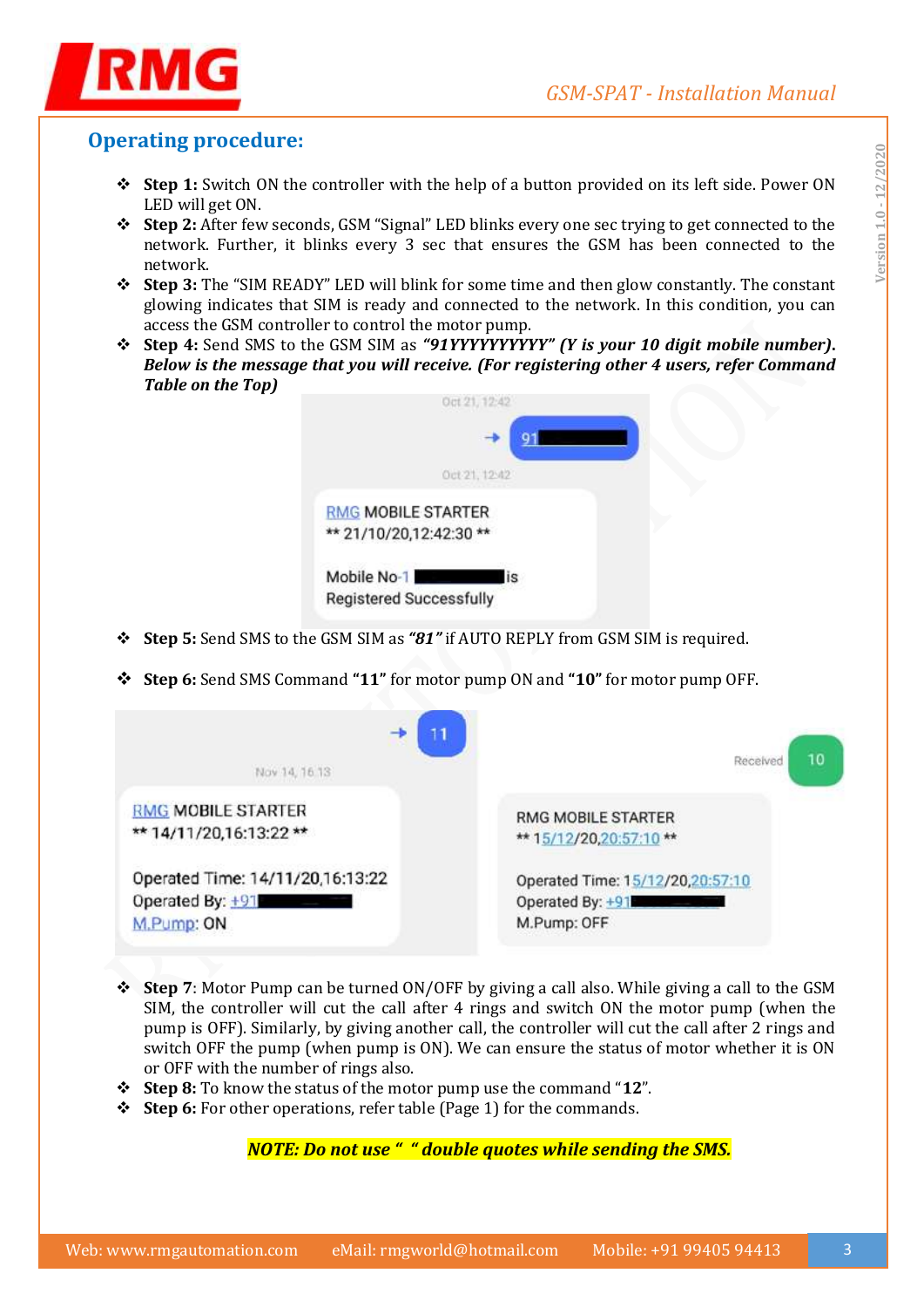## Operating procedure:

- **Step 1:** Switch ON the controller with the help of a button provided on its left side. Power ON LED will get ON.
- **Step 2:** After few seconds, GSM "Signal" LED blinks every one sec trying to get connected to the network. Further, it blinks every 3 sec that ensures the GSM has been connected to the network.
- **Step 3:** The "SIM READY" LED will blink for some time and then glow constantly. The constant glowing indicates that SIM is ready and connected to the network. In this condition, you can access the GSM controller to control the motor pump.
- **Step 4:** Send SMS to the GSM SIM as ***"91YYYYYYYYYY" (Y is your 10 digit mobile number). Below is the message that you will receive. (For registering other 4 users, refer Command Table on the Top)***

Oct 21, 12:42

91

Oct 21, 12:42

RMG MOBILE STARTER
** 21/10/20,12:42:30 **

Mobile No-1 is
Registered Successfully

- **Step 5:** Send SMS to the GSM SIM as ***"81"*** if AUTO REPLY from GSM SIM is required.

- **Step 6:** Send SMS Command **"11"** for motor pump ON and **"10"** for motor pump OFF.

11

Nov 14, 16:13

RMG MOBILE STARTER
** 14/11/20,16:13:22 **

Operated Time: 14/11/20,16:13:22
Operated By: +91
M.Pump: ON

Received 10

RMG MOBILE STARTER
** 15/12/20,20:57:10 **

Operated Time: 15/12/20,20:57:10
Operated By: +91
M.Pump: OFF

- **Step 7**: Motor Pump can be turned ON/OFF by giving a call also. While giving a call to the GSM SIM, the controller will cut the call after 4 rings and switch ON the motor pump (when the pump is OFF). Similarly, by giving another call, the controller will cut the call after 2 rings and switch OFF the pump (when pump is ON). We can ensure the status of motor whether it is ON or OFF with the number of rings also.
- **Step 8:** To know the status of the motor pump use the command "**12**".
- **Step 6:** For other operations, refer table (Page 1) for the commands.

***NOTE: Do not use " " double quotes while sending the SMS.***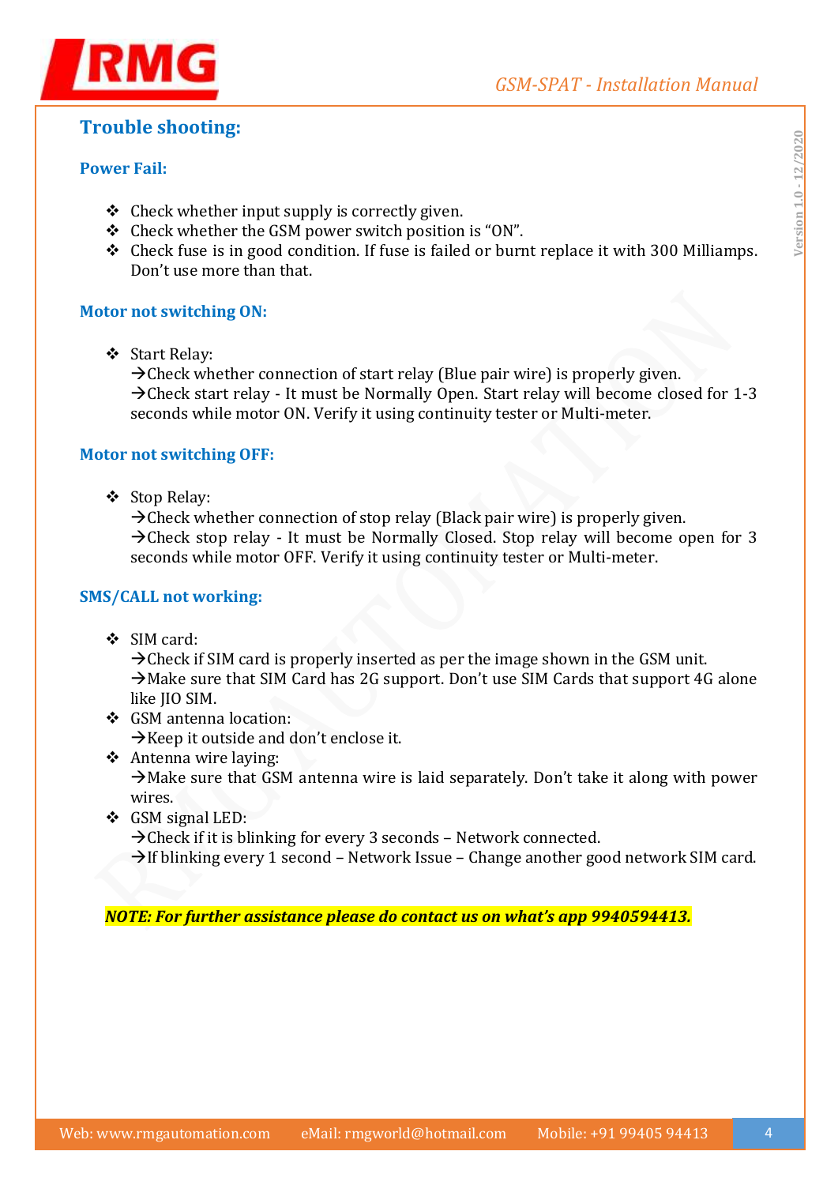## Trouble shooting:

### Power Fail:

- Check whether input supply is correctly given.
- Check whether the GSM power switch position is "ON".
- Check fuse is in good condition. If fuse is failed or burnt replace it with 300 Milliamps. Don't use more than that.

### Motor not switching ON:

- Start Relay:
  →Check whether connection of start relay (Blue pair wire) is properly given.
  →Check start relay - It must be Normally Open. Start relay will become closed for 1-3 seconds while motor ON. Verify it using continuity tester or Multi-meter.

### Motor not switching OFF:

- Stop Relay:
  →Check whether connection of stop relay (Black pair wire) is properly given.
  →Check stop relay - It must be Normally Closed. Stop relay will become open for 3 seconds while motor OFF. Verify it using continuity tester or Multi-meter.

### SMS/CALL not working:

- SIM card:
  →Check if SIM card is properly inserted as per the image shown in the GSM unit.
  →Make sure that SIM Card has 2G support. Don't use SIM Cards that support 4G alone like JIO SIM.
- GSM antenna location:
  →Keep it outside and don't enclose it.
- Antenna wire laying:
  →Make sure that GSM antenna wire is laid separately. Don't take it along with power wires.
- GSM signal LED:
  →Check if it is blinking for every 3 seconds – Network connected.
  →If blinking every 1 second – Network Issue – Change another good network SIM card.

***NOTE: For further assistance please do contact us on what's app 9940594413.***